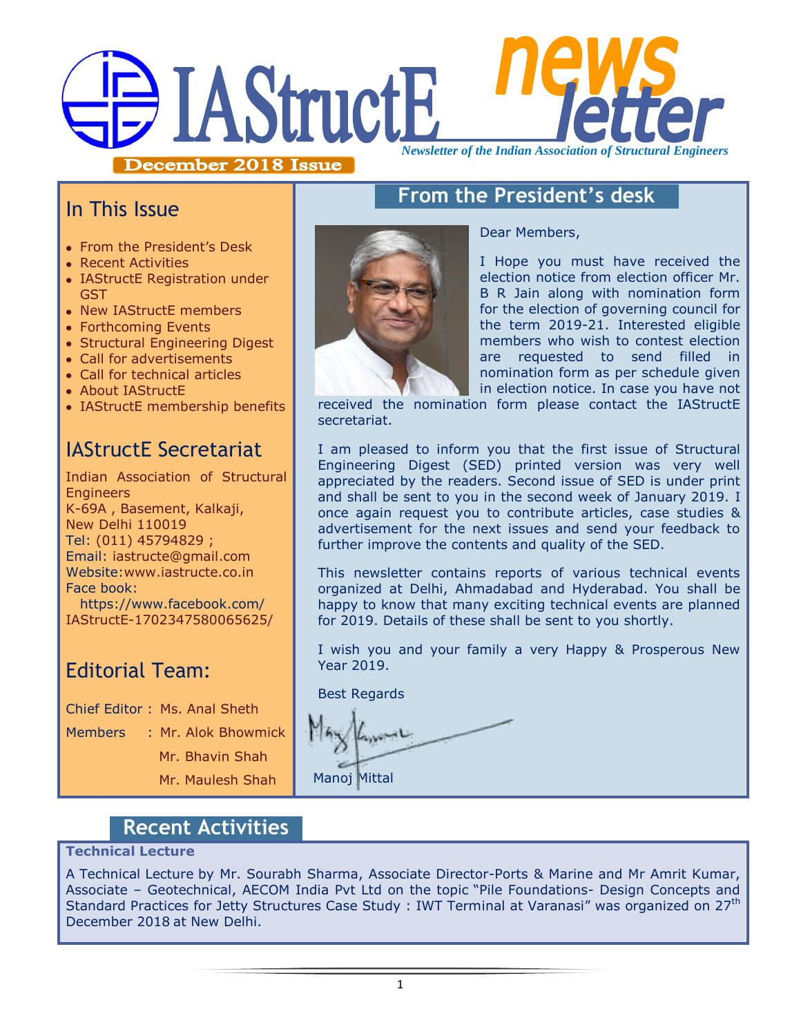# IAStructE newsletter

*Newsletter of the Indian Association of Structural Engineers*

**December 2018 Issue**

## In This Issue

- From the President's Desk
- Recent Activities
- IAStructE Registration under GST
- New IAStructE members
- Forthcoming Events
- Structural Engineering Digest
- Call for advertisements
- Call for technical articles
- About IAStructE
- IAStructE membership benefits

## IAStructE Secretariat

Indian Association of Structural Engineers
K-69A , Basement, Kalkaji,
New Delhi 110019
Tel: (011) 45794829 ;
Email: iastructe@gmail.com
Website:www.iastructe.co.in
Face book:
https://www.facebook.com/IAStructE-1702347580065625/

## Editorial Team:

Chief Editor : Ms. Anal Sheth

Members : Mr. Alok Bhowmick
Mr. Bhavin Shah
Mr. Maulesh Shah

## From the President's desk

Dear Members,

I Hope you must have received the election notice from election officer Mr. B R Jain along with nomination form for the election of governing council for the term 2019-21. Interested eligible members who wish to contest election are requested to send filled in nomination form as per schedule given in election notice. In case you have not received the nomination form please contact the IAStructE secretariat.

I am pleased to inform you that the first issue of Structural Engineering Digest (SED) printed version was very well appreciated by the readers. Second issue of SED is under print and shall be sent to you in the second week of January 2019. I once again request you to contribute articles, case studies & advertisement for the next issues and send your feedback to further improve the contents and quality of the SED.

This newsletter contains reports of various technical events organized at Delhi, Ahmadabad and Hyderabad. You shall be happy to know that many exciting technical events are planned for 2019. Details of these shall be sent to you shortly.

I wish you and your family a very Happy & Prosperous New Year 2019.

Best Regards

Manoj Mittal

## Recent Activities

**Technical Lecture**

A Technical Lecture by Mr. Sourabh Sharma, Associate Director-Ports & Marine and Mr Amrit Kumar, Associate – Geotechnical, AECOM India Pvt Ltd on the topic "Pile Foundations- Design Concepts and Standard Practices for Jetty Structures Case Study : IWT Terminal at Varanasi" was organized on 27th December 2018 at New Delhi.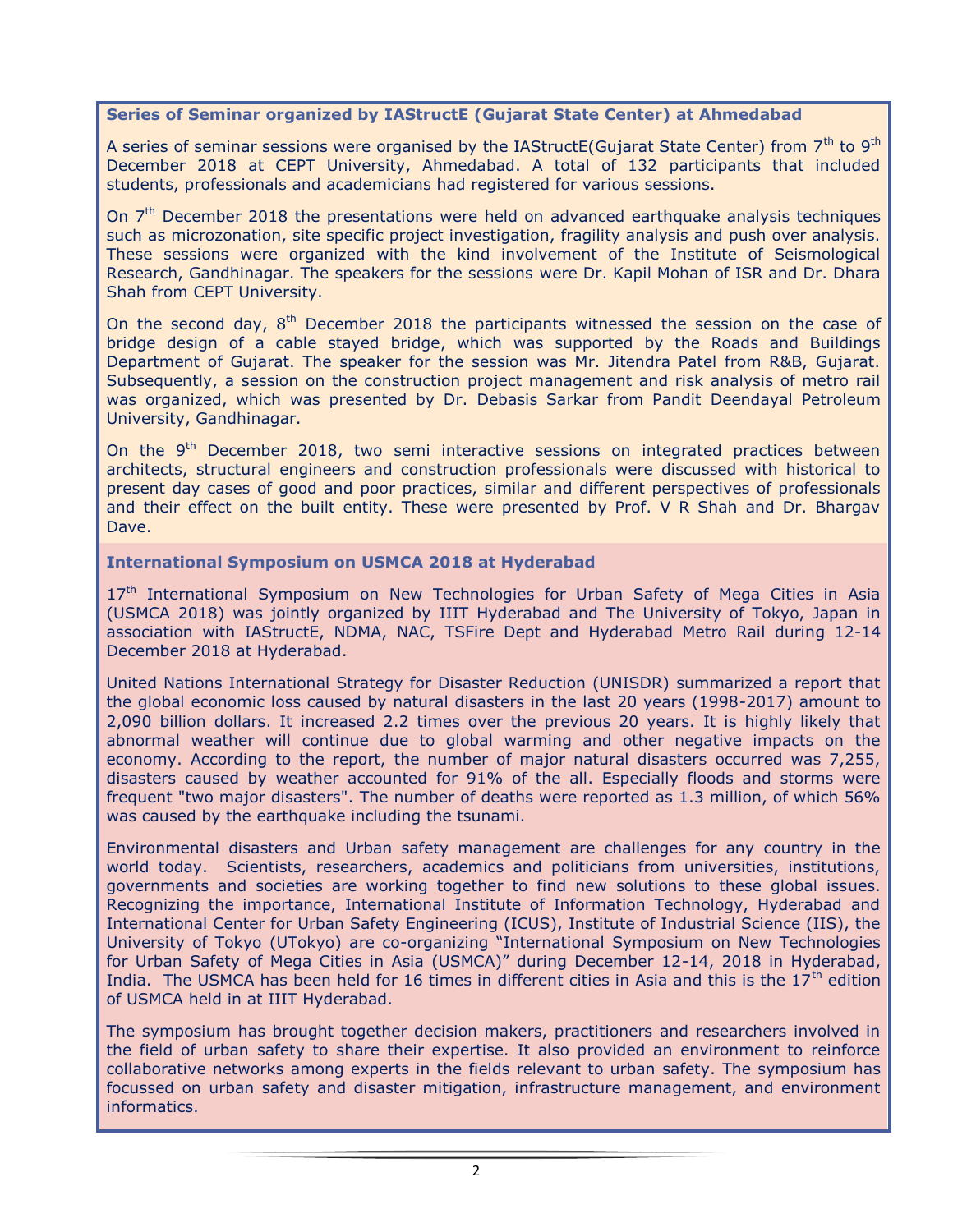### Series of Seminar organized by IAStructE (Gujarat State Center) at Ahmedabad

A series of seminar sessions were organised by the IAStructE(Gujarat State Center) from 7th to 9th December 2018 at CEPT University, Ahmedabad. A total of 132 participants that included students, professionals and academicians had registered for various sessions.

On 7th December 2018 the presentations were held on advanced earthquake analysis techniques such as microzonation, site specific project investigation, fragility analysis and push over analysis. These sessions were organized with the kind involvement of the Institute of Seismological Research, Gandhinagar. The speakers for the sessions were Dr. Kapil Mohan of ISR and Dr. Dhara Shah from CEPT University.

On the second day, 8th December 2018 the participants witnessed the session on the case of bridge design of a cable stayed bridge, which was supported by the Roads and Buildings Department of Gujarat. The speaker for the session was Mr. Jitendra Patel from R&B, Gujarat. Subsequently, a session on the construction project management and risk analysis of metro rail was organized, which was presented by Dr. Debasis Sarkar from Pandit Deendayal Petroleum University, Gandhinagar.

On the 9th December 2018, two semi interactive sessions on integrated practices between architects, structural engineers and construction professionals were discussed with historical to present day cases of good and poor practices, similar and different perspectives of professionals and their effect on the built entity. These were presented by Prof. V R Shah and Dr. Bhargav Dave.

### International Symposium on USMCA 2018 at Hyderabad

17th International Symposium on New Technologies for Urban Safety of Mega Cities in Asia (USMCA 2018) was jointly organized by IIIT Hyderabad and The University of Tokyo, Japan in association with IAStructE, NDMA, NAC, TSFire Dept and Hyderabad Metro Rail during 12-14 December 2018 at Hyderabad.

United Nations International Strategy for Disaster Reduction (UNISDR) summarized a report that the global economic loss caused by natural disasters in the last 20 years (1998-2017) amount to 2,090 billion dollars. It increased 2.2 times over the previous 20 years. It is highly likely that abnormal weather will continue due to global warming and other negative impacts on the economy. According to the report, the number of major natural disasters occurred was 7,255, disasters caused by weather accounted for 91% of the all. Especially floods and storms were frequent "two major disasters". The number of deaths were reported as 1.3 million, of which 56% was caused by the earthquake including the tsunami.

Environmental disasters and Urban safety management are challenges for any country in the world today. Scientists, researchers, academics and politicians from universities, institutions, governments and societies are working together to find new solutions to these global issues. Recognizing the importance, International Institute of Information Technology, Hyderabad and International Center for Urban Safety Engineering (ICUS), Institute of Industrial Science (IIS), the University of Tokyo (UTokyo) are co-organizing "International Symposium on New Technologies for Urban Safety of Mega Cities in Asia (USMCA)" during December 12-14, 2018 in Hyderabad, India. The USMCA has been held for 16 times in different cities in Asia and this is the 17th edition of USMCA held in at IIIT Hyderabad.

The symposium has brought together decision makers, practitioners and researchers involved in the field of urban safety to share their expertise. It also provided an environment to reinforce collaborative networks among experts in the fields relevant to urban safety. The symposium has focussed on urban safety and disaster mitigation, infrastructure management, and environment informatics.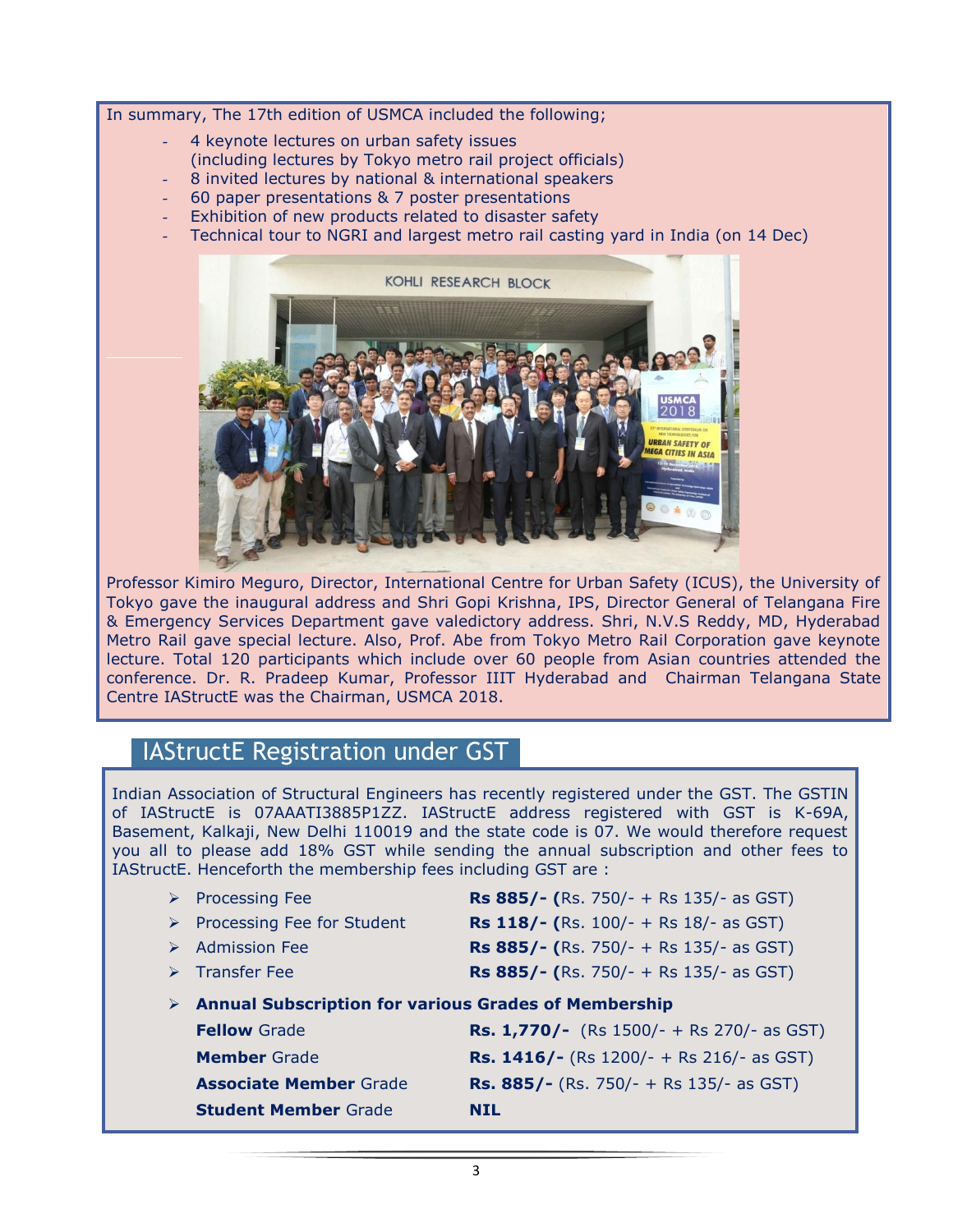In summary, The 17th edition of USMCA included the following;

- 4 keynote lectures on urban safety issues (including lectures by Tokyo metro rail project officials)
- 8 invited lectures by national & international speakers
- 60 paper presentations & 7 poster presentations
- Exhibition of new products related to disaster safety
- Technical tour to NGRI and largest metro rail casting yard in India (on 14 Dec)

Professor Kimiro Meguro, Director, International Centre for Urban Safety (ICUS), the University of Tokyo gave the inaugural address and Shri Gopi Krishna, IPS, Director General of Telangana Fire & Emergency Services Department gave valedictory address. Shri, N.V.S Reddy, MD, Hyderabad Metro Rail gave special lecture. Also, Prof. Abe from Tokyo Metro Rail Corporation gave keynote lecture. Total 120 participants which include over 60 people from Asian countries attended the conference. Dr. R. Pradeep Kumar, Professor IIIT Hyderabad and Chairman Telangana State Centre IAStructE was the Chairman, USMCA 2018.

## IAStructE Registration under GST

Indian Association of Structural Engineers has recently registered under the GST. The GSTIN of IAStructE is 07AAATI3885P1ZZ. IAStructE address registered with GST is K-69A, Basement, Kalkaji, New Delhi 110019 and the state code is 07. We would therefore request you all to please add 18% GST while sending the annual subscription and other fees to IAStructE. Henceforth the membership fees including GST are :

- Processing Fee — **Rs 885/- (**Rs. 750/- + Rs 135/- as GST)
- Processing Fee for Student — **Rs 118/- (**Rs. 100/- + Rs 18/- as GST)
- Admission Fee — **Rs 885/- (**Rs. 750/- + Rs 135/- as GST)
- Transfer Fee — **Rs 885/- (**Rs. 750/- + Rs 135/- as GST)
- **Annual Subscription for various Grades of Membership**

| | |
|---|---|
| **Fellow** Grade | **Rs. 1,770/-** (Rs 1500/- + Rs 270/- as GST) |
| **Member** Grade | **Rs. 1416/-** (Rs 1200/- + Rs 216/- as GST) |
| **Associate Member** Grade | **Rs. 885/-** (Rs. 750/- + Rs 135/- as GST) |
| **Student Member** Grade | **NIL** |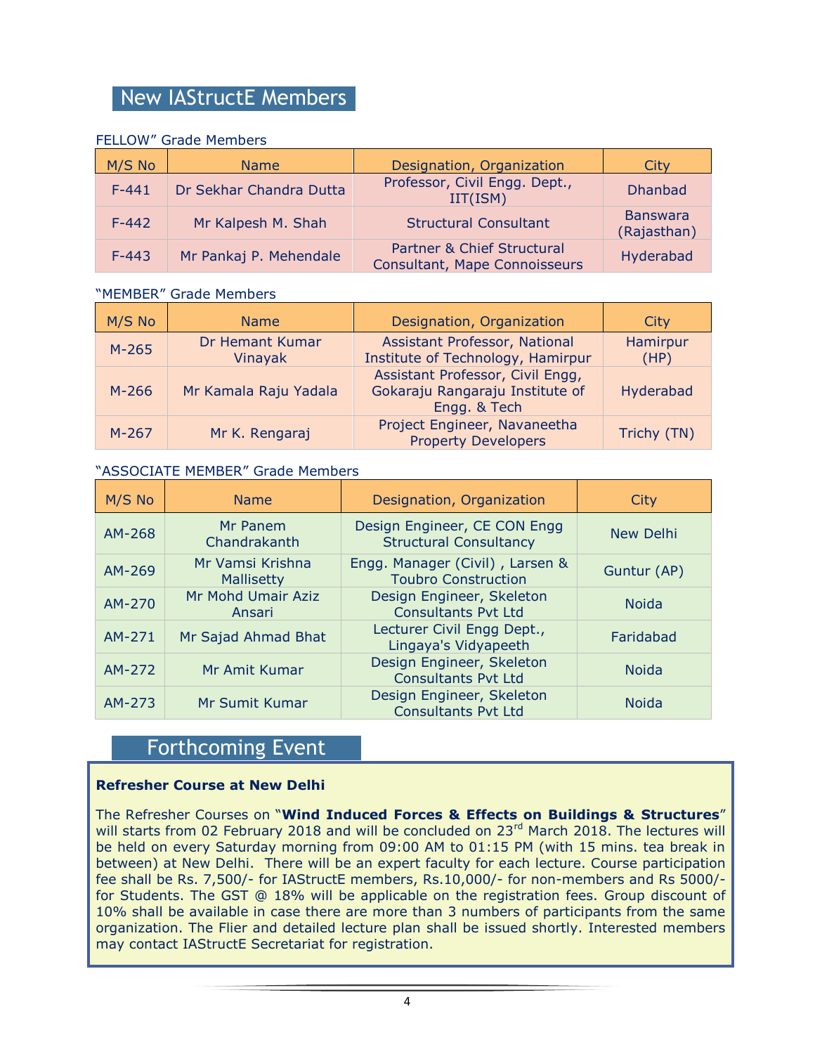# New IAStructE Members

FELLOW" Grade Members

| M/S No | Name | Designation, Organization | City |
|---|---|---|---|
| F-441 | Dr Sekhar Chandra Dutta | Professor, Civil Engg. Dept., IIT(ISM) | Dhanbad |
| F-442 | Mr Kalpesh M. Shah | Structural Consultant | Banswara (Rajasthan) |
| F-443 | Mr Pankaj P. Mehendale | Partner & Chief Structural Consultant, Mape Connoisseurs | Hyderabad |

"MEMBER" Grade Members

| M/S No | Name | Designation, Organization | City |
|---|---|---|---|
| M-265 | Dr Hemant Kumar Vinayak | Assistant Professor, National Institute of Technology, Hamirpur | Hamirpur (HP) |
| M-266 | Mr Kamala Raju Yadala | Assistant Professor, Civil Engg, Gokaraju Rangaraju Institute of Engg. & Tech | Hyderabad |
| M-267 | Mr K. Rengaraj | Project Engineer, Navaneetha Property Developers | Trichy (TN) |

"ASSOCIATE MEMBER" Grade Members

| M/S No | Name | Designation, Organization | City |
|---|---|---|---|
| AM-268 | Mr Panem Chandrakanth | Design Engineer, CE CON Engg Structural Consultancy | New Delhi |
| AM-269 | Mr Vamsi Krishna Mallisetty | Engg. Manager (Civil) , Larsen & Toubro Construction | Guntur (AP) |
| AM-270 | Mr Mohd Umair Aziz Ansari | Design Engineer, Skeleton Consultants Pvt Ltd | Noida |
| AM-271 | Mr Sajad Ahmad Bhat | Lecturer Civil Engg Dept., Lingaya's Vidyapeeth | Faridabad |
| AM-272 | Mr Amit Kumar | Design Engineer, Skeleton Consultants Pvt Ltd | Noida |
| AM-273 | Mr Sumit Kumar | Design Engineer, Skeleton Consultants Pvt Ltd | Noida |

# Forthcoming Event

**Refresher Course at New Delhi**

The Refresher Courses on "**Wind Induced Forces & Effects on Buildings & Structures**" will starts from 02 February 2018 and will be concluded on 23rd March 2018. The lectures will be held on every Saturday morning from 09:00 AM to 01:15 PM (with 15 mins. tea break in between) at New Delhi. There will be an expert faculty for each lecture. Course participation fee shall be Rs. 7,500/- for IAStructE members, Rs.10,000/- for non-members and Rs 5000/- for Students. The GST @ 18% will be applicable on the registration fees. Group discount of 10% shall be available in case there are more than 3 numbers of participants from the same organization. The Flier and detailed lecture plan shall be issued shortly. Interested members may contact IAStructE Secretariat for registration.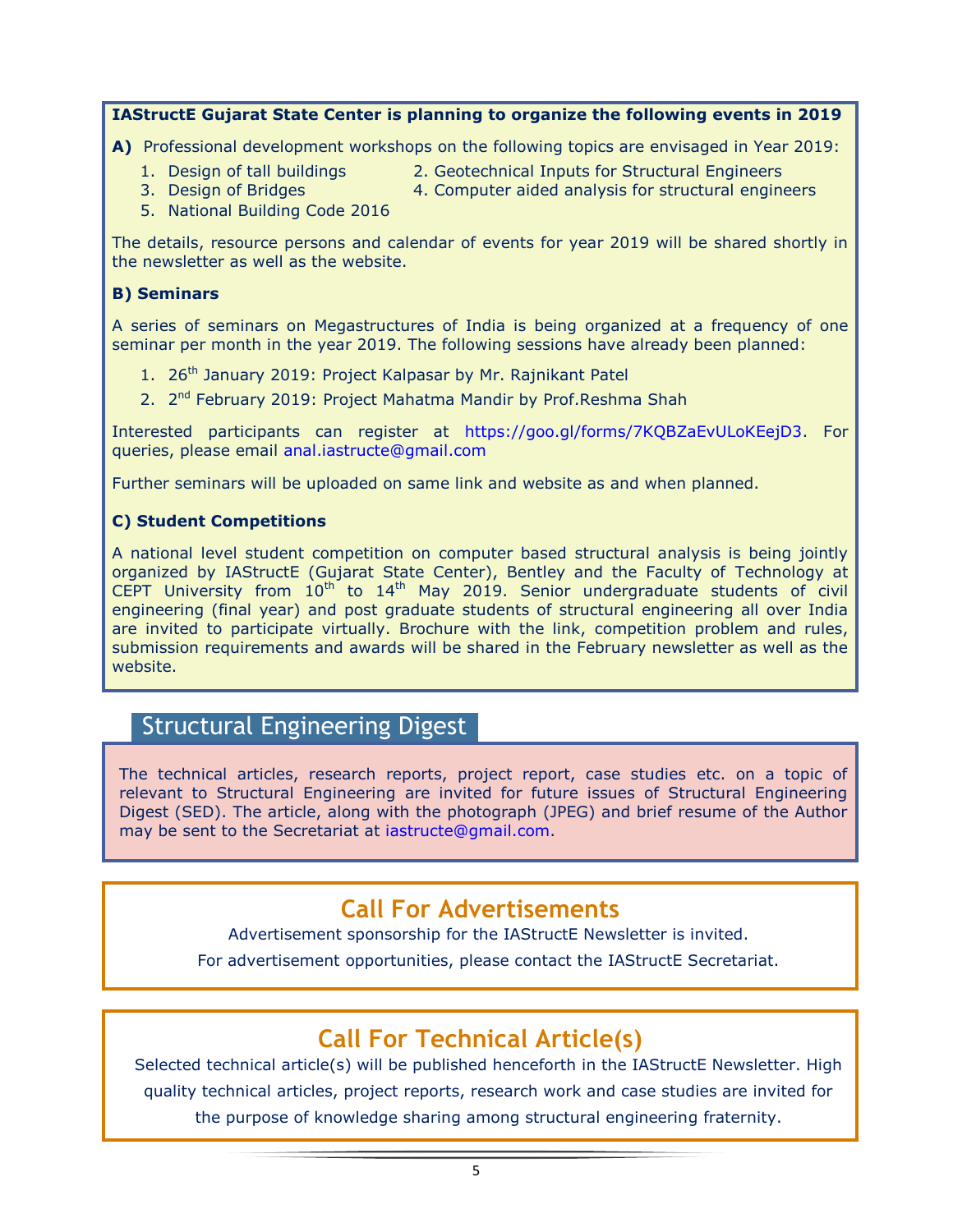**IAStructE Gujarat State Center is planning to organize the following events in 2019**

**A)** Professional development workshops on the following topics are envisaged in Year 2019:

1. Design of tall buildings
2. Geotechnical Inputs for Structural Engineers
3. Design of Bridges
4. Computer aided analysis for structural engineers
5. National Building Code 2016

The details, resource persons and calendar of events for year 2019 will be shared shortly in the newsletter as well as the website.

**B) Seminars**

A series of seminars on Megastructures of India is being organized at a frequency of one seminar per month in the year 2019. The following sessions have already been planned:

1. 26th January 2019: Project Kalpasar by Mr. Rajnikant Patel
2. 2nd February 2019: Project Mahatma Mandir by Prof.Reshma Shah

Interested participants can register at https://goo.gl/forms/7KQBZaEvULoKEejD3. For queries, please email anal.iastructe@gmail.com

Further seminars will be uploaded on same link and website as and when planned.

**C) Student Competitions**

A national level student competition on computer based structural analysis is being jointly organized by IAStructE (Gujarat State Center), Bentley and the Faculty of Technology at CEPT University from 10th to 14th May 2019. Senior undergraduate students of civil engineering (final year) and post graduate students of structural engineering all over India are invited to participate virtually. Brochure with the link, competition problem and rules, submission requirements and awards will be shared in the February newsletter as well as the website.

## Structural Engineering Digest

The technical articles, research reports, project report, case studies etc. on a topic of relevant to Structural Engineering are invited for future issues of Structural Engineering Digest (SED). The article, along with the photograph (JPEG) and brief resume of the Author may be sent to the Secretariat at iastructe@gmail.com.

## Call For Advertisements

Advertisement sponsorship for the IAStructE Newsletter is invited.

For advertisement opportunities, please contact the IAStructE Secretariat.

## Call For Technical Article(s)

Selected technical article(s) will be published henceforth in the IAStructE Newsletter. High quality technical articles, project reports, research work and case studies are invited for the purpose of knowledge sharing among structural engineering fraternity.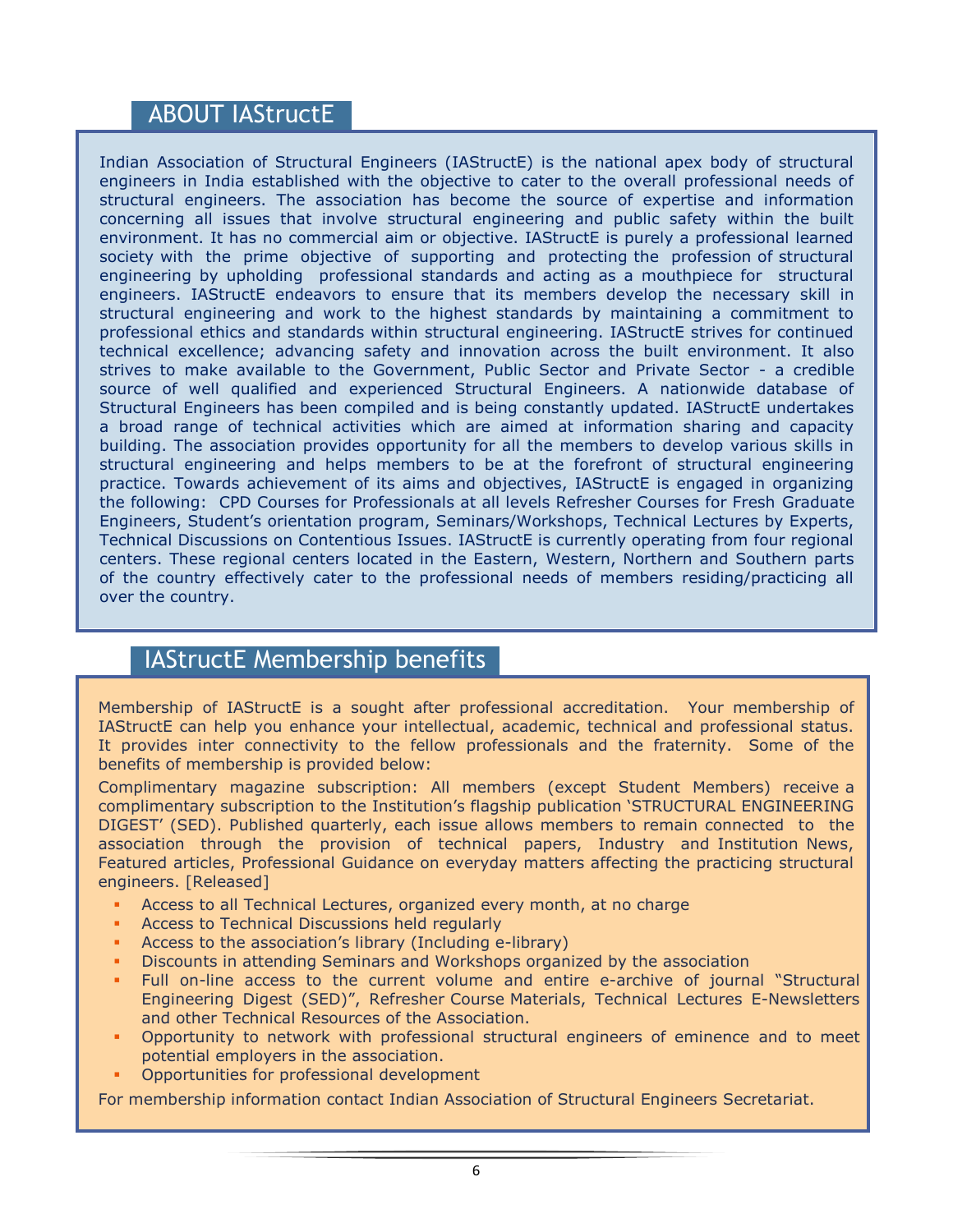## ABOUT IAStructE

Indian Association of Structural Engineers (IAStructE) is the national apex body of structural engineers in India established with the objective to cater to the overall professional needs of structural engineers. The association has become the source of expertise and information concerning all issues that involve structural engineering and public safety within the built environment. It has no commercial aim or objective. IAStructE is purely a professional learned society with the prime objective of supporting and protecting the profession of structural engineering by upholding professional standards and acting as a mouthpiece for structural engineers. IAStructE endeavors to ensure that its members develop the necessary skill in structural engineering and work to the highest standards by maintaining a commitment to professional ethics and standards within structural engineering. IAStructE strives for continued technical excellence; advancing safety and innovation across the built environment. It also strives to make available to the Government, Public Sector and Private Sector - a credible source of well qualified and experienced Structural Engineers. A nationwide database of Structural Engineers has been compiled and is being constantly updated. IAStructE undertakes a broad range of technical activities which are aimed at information sharing and capacity building. The association provides opportunity for all the members to develop various skills in structural engineering and helps members to be at the forefront of structural engineering practice. Towards achievement of its aims and objectives, IAStructE is engaged in organizing the following: CPD Courses for Professionals at all levels Refresher Courses for Fresh Graduate Engineers, Student's orientation program, Seminars/Workshops, Technical Lectures by Experts, Technical Discussions on Contentious Issues. IAStructE is currently operating from four regional centers. These regional centers located in the Eastern, Western, Northern and Southern parts of the country effectively cater to the professional needs of members residing/practicing all over the country.

## IAStructE Membership benefits

Membership of IAStructE is a sought after professional accreditation. Your membership of IAStructE can help you enhance your intellectual, academic, technical and professional status. It provides inter connectivity to the fellow professionals and the fraternity. Some of the benefits of membership is provided below:

Complimentary magazine subscription: All members (except Student Members) receive a complimentary subscription to the Institution's flagship publication 'STRUCTURAL ENGINEERING DIGEST' (SED). Published quarterly, each issue allows members to remain connected to the association through the provision of technical papers, Industry and Institution News, Featured articles, Professional Guidance on everyday matters affecting the practicing structural engineers. [Released]

- Access to all Technical Lectures, organized every month, at no charge
- Access to Technical Discussions held regularly
- Access to the association's library (Including e-library)
- Discounts in attending Seminars and Workshops organized by the association
- Full on-line access to the current volume and entire e-archive of journal "Structural Engineering Digest (SED)", Refresher Course Materials, Technical Lectures E-Newsletters and other Technical Resources of the Association.
- Opportunity to network with professional structural engineers of eminence and to meet potential employers in the association.
- Opportunities for professional development

For membership information contact Indian Association of Structural Engineers Secretariat.